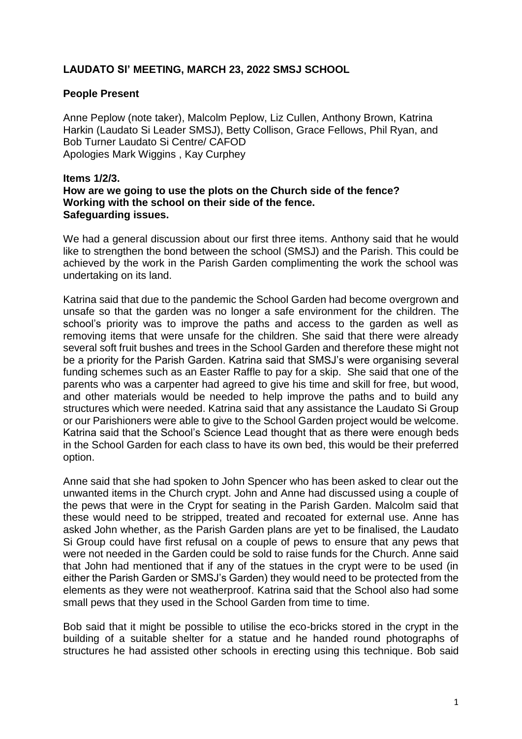**LAUDATO SI' MEETING, MARCH 23, 2022 SMSJ SCHOOL**

**People Present**

Anne Peplow (note taker), Malcolm Peplow, Liz Cullen, Anthony Brown, Katrina Harkin (Laudato Si Leader SMSJ), Betty Collison, Grace Fellows, Phil Ryan, and Bob Turner Laudato Si Centre/ CAFOD
Apologies Mark Wiggins , Kay Curphey

**Items 1/2/3.**
**How are we going to use the plots on the Church side of the fence?**
**Working with the school on their side of the fence.**
**Safeguarding issues.**

We had a general discussion about our first three items. Anthony said that he would like to strengthen the bond between the school (SMSJ) and the Parish. This could be achieved by the work in the Parish Garden complimenting the work the school was undertaking on its land.

Katrina said that due to the pandemic the School Garden had become overgrown and unsafe so that the garden was no longer a safe environment for the children. The school's priority was to improve the paths and access to the garden as well as removing items that were unsafe for the children. She said that there were already several soft fruit bushes and trees in the School Garden and therefore these might not be a priority for the Parish Garden. Katrina said that SMSJ's were organising several funding schemes such as an Easter Raffle to pay for a skip. She said that one of the parents who was a carpenter had agreed to give his time and skill for free, but wood, and other materials would be needed to help improve the paths and to build any structures which were needed. Katrina said that any assistance the Laudato Si Group or our Parishioners were able to give to the School Garden project would be welcome. Katrina said that the School's Science Lead thought that as there were enough beds in the School Garden for each class to have its own bed, this would be their preferred option.

Anne said that she had spoken to John Spencer who has been asked to clear out the unwanted items in the Church crypt. John and Anne had discussed using a couple of the pews that were in the Crypt for seating in the Parish Garden. Malcolm said that these would need to be stripped, treated and recoated for external use. Anne has asked John whether, as the Parish Garden plans are yet to be finalised, the Laudato Si Group could have first refusal on a couple of pews to ensure that any pews that were not needed in the Garden could be sold to raise funds for the Church. Anne said that John had mentioned that if any of the statues in the crypt were to be used (in either the Parish Garden or SMSJ's Garden) they would need to be protected from the elements as they were not weatherproof. Katrina said that the School also had some small pews that they used in the School Garden from time to time.

Bob said that it might be possible to utilise the eco-bricks stored in the crypt in the building of a suitable shelter for a statue and he handed round photographs of structures he had assisted other schools in erecting using this technique. Bob said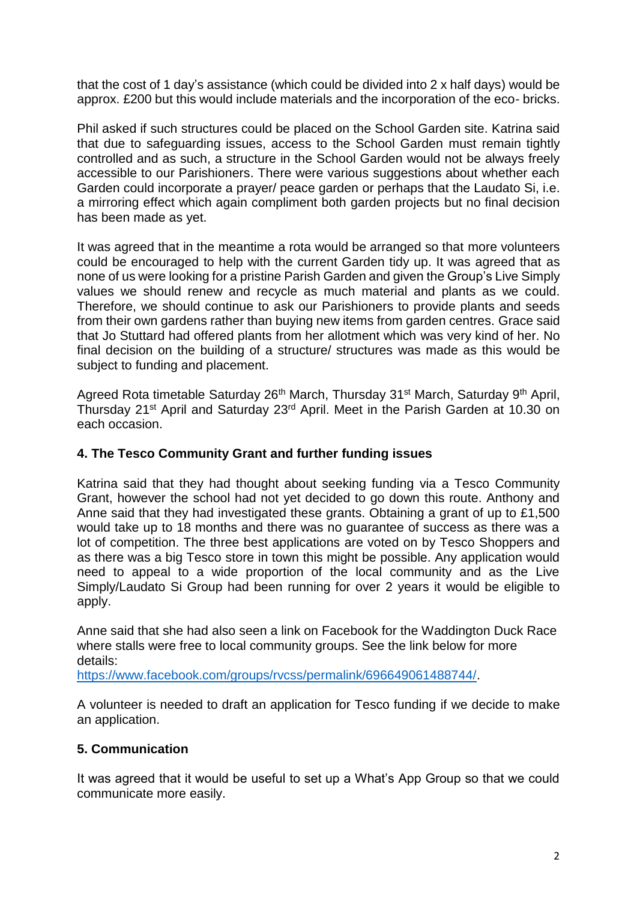that the cost of 1 day's assistance (which could be divided into 2 x half days) would be approx. £200 but this would include materials and the incorporation of the eco- bricks.

Phil asked if such structures could be placed on the School Garden site. Katrina said that due to safeguarding issues, access to the School Garden must remain tightly controlled and as such, a structure in the School Garden would not be always freely accessible to our Parishioners. There were various suggestions about whether each Garden could incorporate a prayer/ peace garden or perhaps that the Laudato Si, i.e. a mirroring effect which again compliment both garden projects but no final decision has been made as yet.

It was agreed that in the meantime a rota would be arranged so that more volunteers could be encouraged to help with the current Garden tidy up. It was agreed that as none of us were looking for a pristine Parish Garden and given the Group's Live Simply values we should renew and recycle as much material and plants as we could. Therefore, we should continue to ask our Parishioners to provide plants and seeds from their own gardens rather than buying new items from garden centres. Grace said that Jo Stuttard had offered plants from her allotment which was very kind of her. No final decision on the building of a structure/ structures was made as this would be subject to funding and placement.

Agreed Rota timetable Saturday 26th March, Thursday 31st March, Saturday 9th April, Thursday 21st April and Saturday 23rd April. Meet in the Parish Garden at 10.30 on each occasion.

**4. The Tesco Community Grant and further funding issues**

Katrina said that they had thought about seeking funding via a Tesco Community Grant, however the school had not yet decided to go down this route. Anthony and Anne said that they had investigated these grants. Obtaining a grant of up to £1,500 would take up to 18 months and there was no guarantee of success as there was a lot of competition. The three best applications are voted on by Tesco Shoppers and as there was a big Tesco store in town this might be possible. Any application would need to appeal to a wide proportion of the local community and as the Live Simply/Laudato Si Group had been running for over 2 years it would be eligible to apply.

Anne said that she had also seen a link on Facebook for the Waddington Duck Race where stalls were free to local community groups. See the link below for more details:
https://www.facebook.com/groups/rvcss/permalink/696649061488744/.

A volunteer is needed to draft an application for Tesco funding if we decide to make an application.

**5. Communication**

It was agreed that it would be useful to set up a What's App Group so that we could communicate more easily.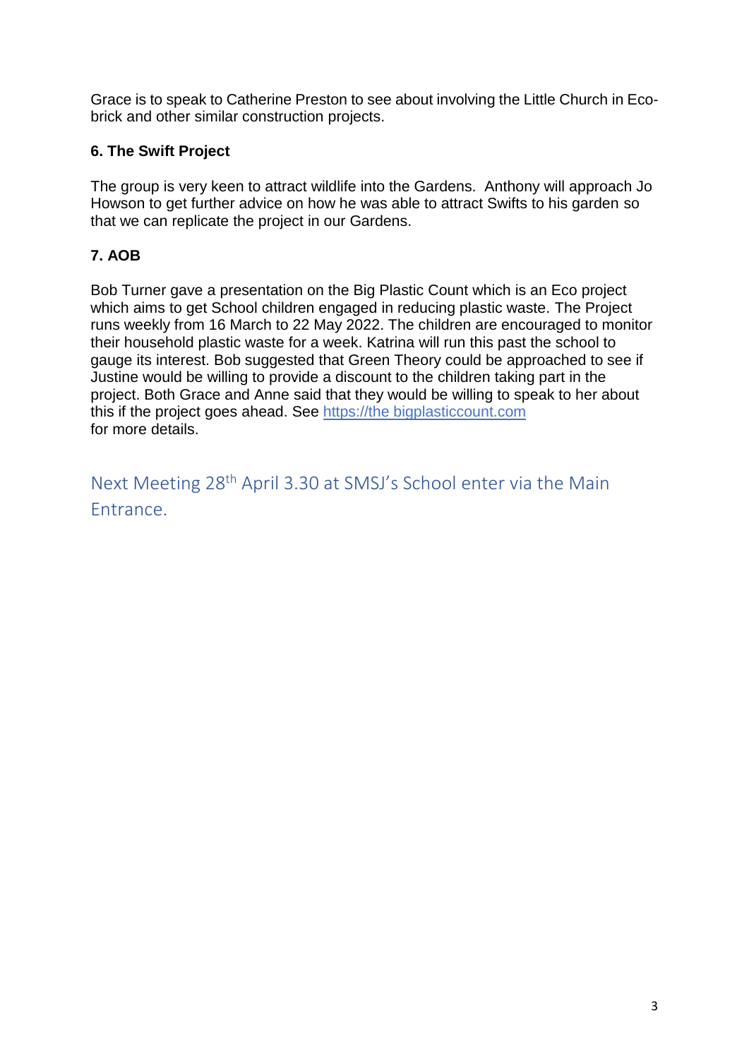Grace is to speak to Catherine Preston to see about involving the Little Church in Eco-brick and other similar construction projects.

**6. The Swift Project**

The group is very keen to attract wildlife into the Gardens. Anthony will approach Jo Howson to get further advice on how he was able to attract Swifts to his garden so that we can replicate the project in our Gardens.

**7. AOB**

Bob Turner gave a presentation on the Big Plastic Count which is an Eco project which aims to get School children engaged in reducing plastic waste. The Project runs weekly from 16 March to 22 May 2022. The children are encouraged to monitor their household plastic waste for a week. Katrina will run this past the school to gauge its interest. Bob suggested that Green Theory could be approached to see if Justine would be willing to provide a discount to the children taking part in the project. Both Grace and Anne said that they would be willing to speak to her about this if the project goes ahead. See [https://the bigplasticcount.com](https://the bigplasticcount.com)
for more details.

Next Meeting 28th April 3.30 at SMSJ's School enter via the Main Entrance.